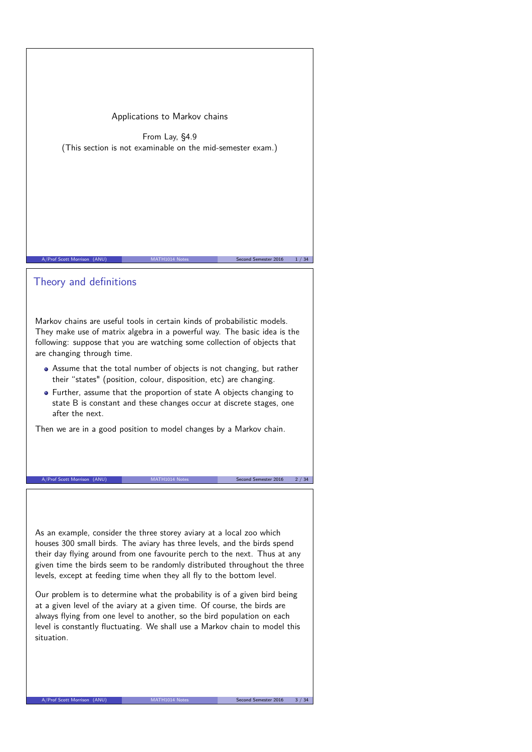# Applications to Markov chains

From Lay, §4.9
(This section is not examinable on the mid-semester exam.)

## Theory and definitions

Markov chains are useful tools in certain kinds of probabilistic models. They make use of matrix algebra in a powerful way. The basic idea is the following: suppose that you are watching some collection of objects that are changing through time.

- Assume that the total number of objects is not changing, but rather their "states" (position, colour, disposition, etc) are changing.
- Further, assume that the proportion of state A objects changing to state B is constant and these changes occur at discrete stages, one after the next.

Then we are in a good position to model changes by a Markov chain.

As an example, consider the three storey aviary at a local zoo which houses 300 small birds. The aviary has three levels, and the birds spend their day flying around from one favourite perch to the next. Thus at any given time the birds seem to be randomly distributed throughout the three levels, except at feeding time when they all fly to the bottom level.

Our problem is to determine what the probability is of a given bird being at a given level of the aviary at a given time. Of course, the birds are always flying from one level to another, so the bird population on each level is constantly fluctuating. We shall use a Markov chain to model this situation.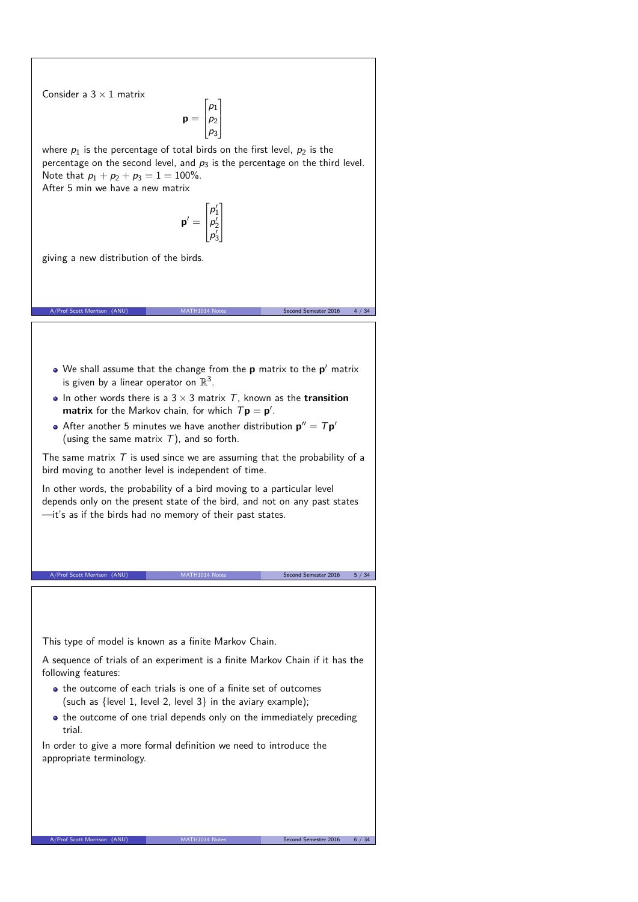Consider a $3 \times 1$ matrix

$$\mathbf{p} = \begin{bmatrix} p_1 \\ p_2 \\ p_3 \end{bmatrix}$$

where $p_1$ is the percentage of total birds on the first level, $p_2$ is the percentage on the second level, and $p_3$ is the percentage on the third level. Note that $p_1 + p_2 + p_3 = 1 = 100\%$.

After 5 min we have a new matrix

$$\mathbf{p}' = \begin{bmatrix} p_1' \\ p_2' \\ p_3' \end{bmatrix}$$

giving a new distribution of the birds.

- We shall assume that the change from the $\mathbf{p}$ matrix to the $\mathbf{p}'$ matrix is given by a linear operator on $\mathbb{R}^3$.
- In other words there is a $3 \times 3$ matrix $T$, known as the **transition matrix** for the Markov chain, for which $T\mathbf{p} = \mathbf{p}'$.
- After another 5 minutes we have another distribution $\mathbf{p}'' = T\mathbf{p}'$ (using the same matrix $T$), and so forth.

The same matrix $T$ is used since we are assuming that the probability of a bird moving to another level is independent of time.

In other words, the probability of a bird moving to a particular level depends only on the present state of the bird, and not on any past states —it's as if the birds had no memory of their past states.

This type of model is known as a finite Markov Chain.

A sequence of trials of an experiment is a finite Markov Chain if it has the following features:

- the outcome of each trials is one of a finite set of outcomes (such as {level 1, level 2, level 3} in the aviary example);
- the outcome of one trial depends only on the immediately preceding trial.

In order to give a more formal definition we need to introduce the appropriate terminology.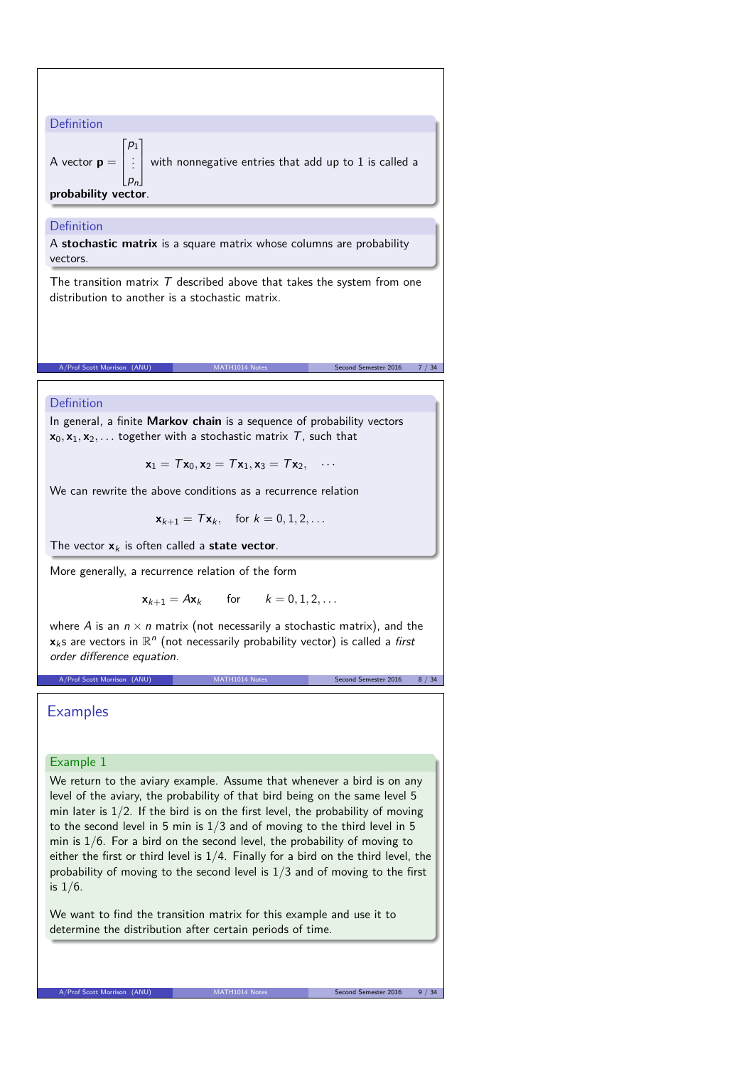### Definition

A vector $\mathbf{p} = \begin{bmatrix} p_1 \\ \vdots \\ p_n \end{bmatrix}$ with nonnegative entries that add up to 1 is called a **probability vector**.

### Definition

A **stochastic matrix** is a square matrix whose columns are probability vectors.

The transition matrix $T$ described above that takes the system from one distribution to another is a stochastic matrix.

### Definition

In general, a finite **Markov chain** is a sequence of probability vectors $\mathbf{x}_0, \mathbf{x}_1, \mathbf{x}_2, \ldots$ together with a stochastic matrix $T$, such that

$$\mathbf{x}_1 = T\mathbf{x}_0, \mathbf{x}_2 = T\mathbf{x}_1, \mathbf{x}_3 = T\mathbf{x}_2, \quad \cdots$$

We can rewrite the above conditions as a recurrence relation

$$\mathbf{x}_{k+1} = T\mathbf{x}_k, \quad \text{for } k = 0, 1, 2, \ldots$$

The vector $\mathbf{x}_k$ is often called a **state vector**.

More generally, a recurrence relation of the form

$$\mathbf{x}_{k+1} = A\mathbf{x}_k \qquad \text{for} \qquad k = 0, 1, 2, \ldots$$

where $A$ is an $n \times n$ matrix (not necessarily a stochastic matrix), and the $\mathbf{x}_k$s are vectors in $\mathbb{R}^n$ (not necessarily probability vector) is called a *first order difference equation*.

## Examples

### Example 1

We return to the aviary example. Assume that whenever a bird is on any level of the aviary, the probability of that bird being on the same level 5 min later is $1/2$. If the bird is on the first level, the probability of moving to the second level in 5 min is $1/3$ and of moving to the third level in 5 min is $1/6$. For a bird on the second level, the probability of moving to either the first or third level is $1/4$. Finally for a bird on the third level, the probability of moving to the second level is $1/3$ and of moving to the first is $1/6$.

We want to find the transition matrix for this example and use it to determine the distribution after certain periods of time.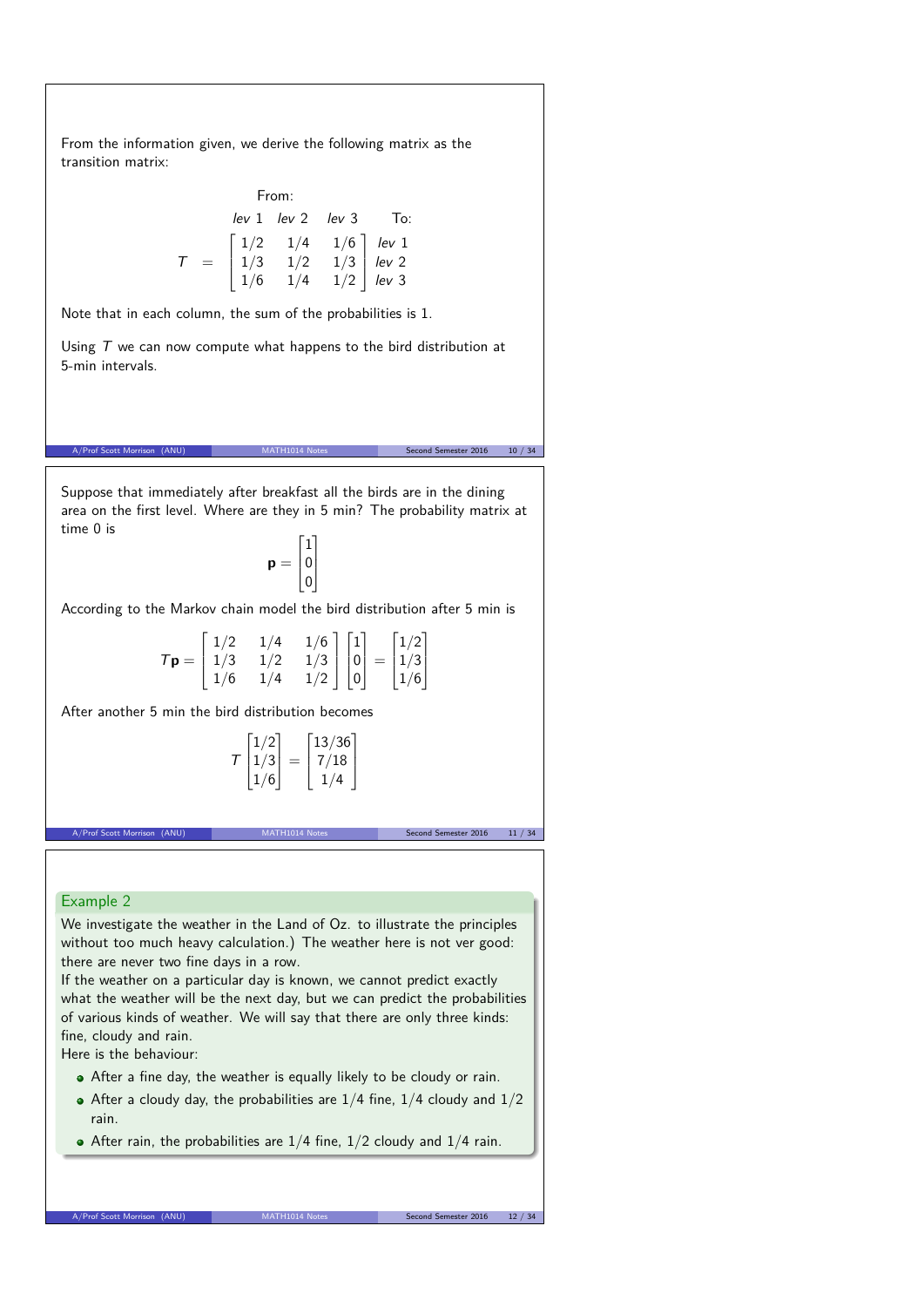From the information given, we derive the following matrix as the transition matrix:

$$
\begin{array}{c}
\text{From:} \\
\begin{array}{ccc} \textit{lev } 1 & \textit{lev } 2 & \textit{lev } 3 \end{array} \quad \text{To:}
\end{array}
$$

$$
T \;=\; \begin{bmatrix} 1/2 & 1/4 & 1/6 \\ 1/3 & 1/2 & 1/3 \\ 1/6 & 1/4 & 1/2 \end{bmatrix} \begin{array}{l} \textit{lev } 1 \\ \textit{lev } 2 \\ \textit{lev } 3 \end{array}
$$

Note that in each column, the sum of the probabilities is 1.

Using $T$ we can now compute what happens to the bird distribution at 5-min intervals.

Suppose that immediately after breakfast all the birds are in the dining area on the first level. Where are they in 5 min? The probability matrix at time 0 is

$$
\mathbf{p} = \begin{bmatrix} 1 \\ 0 \\ 0 \end{bmatrix}
$$

According to the Markov chain model the bird distribution after 5 min is

$$
T\mathbf{p} = \begin{bmatrix} 1/2 & 1/4 & 1/6 \\ 1/3 & 1/2 & 1/3 \\ 1/6 & 1/4 & 1/2 \end{bmatrix} \begin{bmatrix} 1 \\ 0 \\ 0 \end{bmatrix} = \begin{bmatrix} 1/2 \\ 1/3 \\ 1/6 \end{bmatrix}
$$

After another 5 min the bird distribution becomes

$$
T \begin{bmatrix} 1/2 \\ 1/3 \\ 1/6 \end{bmatrix} = \begin{bmatrix} 13/36 \\ 7/18 \\ 1/4 \end{bmatrix}
$$

### Example 2

We investigate the weather in the Land of Oz. to illustrate the principles without too much heavy calculation.) The weather here is not ver good: there are never two fine days in a row.

If the weather on a particular day is known, we cannot predict exactly what the weather will be the next day, but we can predict the probabilities of various kinds of weather. We will say that there are only three kinds: fine, cloudy and rain.

Here is the behaviour:

- After a fine day, the weather is equally likely to be cloudy or rain.
- After a cloudy day, the probabilities are $1/4$ fine, $1/4$ cloudy and $1/2$ rain.
- After rain, the probabilities are $1/4$ fine, $1/2$ cloudy and $1/4$ rain.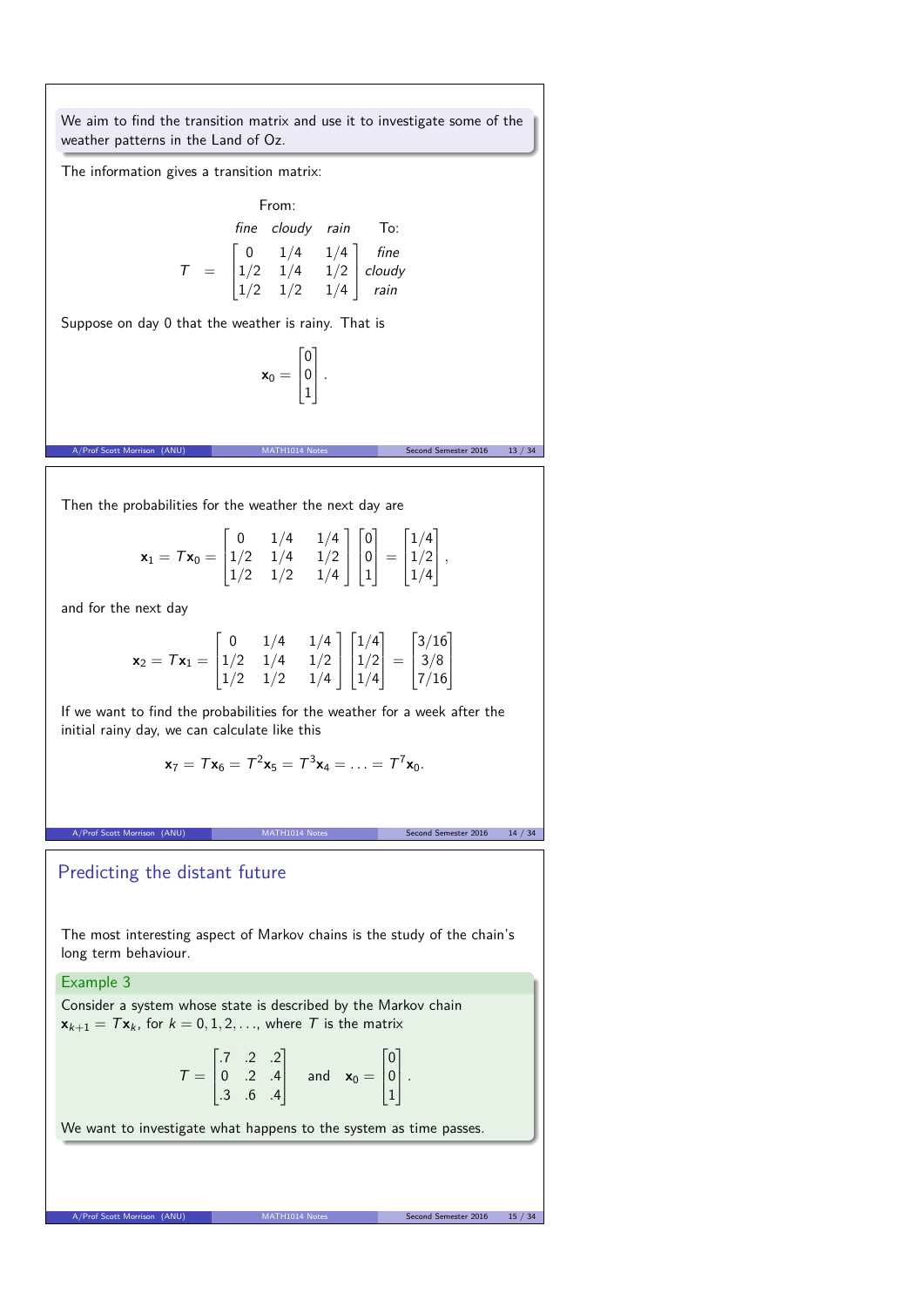We aim to find the transition matrix and use it to investigate some of the weather patterns in the Land of Oz.

The information gives a transition matrix:

$$
\begin{array}{c c}
 & \text{From:} \\
 & \begin{array}{ccc} \textit{fine} & \textit{cloudy} & \textit{rain} \end{array} \quad \text{To:} \\
T \;=\; & \begin{bmatrix} 0 & 1/4 & 1/4 \\ 1/2 & 1/4 & 1/2 \\ 1/2 & 1/2 & 1/4 \end{bmatrix} \begin{array}{c} \textit{fine} \\ \textit{cloudy} \\ \textit{rain} \end{array}
\end{array}
$$

Suppose on day 0 that the weather is rainy. That is

$$
\mathbf{x}_0 = \begin{bmatrix} 0 \\ 0 \\ 1 \end{bmatrix}.
$$

Then the probabilities for the weather the next day are

$$
\mathbf{x}_1 = T\mathbf{x}_0 = \begin{bmatrix} 0 & 1/4 & 1/4 \\ 1/2 & 1/4 & 1/2 \\ 1/2 & 1/2 & 1/4 \end{bmatrix} \begin{bmatrix} 0 \\ 0 \\ 1 \end{bmatrix} = \begin{bmatrix} 1/4 \\ 1/2 \\ 1/4 \end{bmatrix},
$$

and for the next day

$$
\mathbf{x}_2 = T\mathbf{x}_1 = \begin{bmatrix} 0 & 1/4 & 1/4 \\ 1/2 & 1/4 & 1/2 \\ 1/2 & 1/2 & 1/4 \end{bmatrix} \begin{bmatrix} 1/4 \\ 1/2 \\ 1/4 \end{bmatrix} = \begin{bmatrix} 3/16 \\ 3/8 \\ 7/16 \end{bmatrix}
$$

If we want to find the probabilities for the weather for a week after the initial rainy day, we can calculate like this

$$
\mathbf{x}_7 = T\mathbf{x}_6 = T^2\mathbf{x}_5 = T^3\mathbf{x}_4 = \ldots = T^7\mathbf{x}_0.
$$

## Predicting the distant future

The most interesting aspect of Markov chains is the study of the chain's long term behaviour.

**Example 3**

Consider a system whose state is described by the Markov chain $\mathbf{x}_{k+1} = T\mathbf{x}_k$, for $k = 0, 1, 2, \ldots$, where $T$ is the matrix

$$
T = \begin{bmatrix} .7 & .2 & .2 \\ 0 & .2 & .4 \\ .3 & .6 & .4 \end{bmatrix} \quad \text{and} \quad \mathbf{x}_0 = \begin{bmatrix} 0 \\ 0 \\ 1 \end{bmatrix}.
$$

We want to investigate what happens to the system as time passes.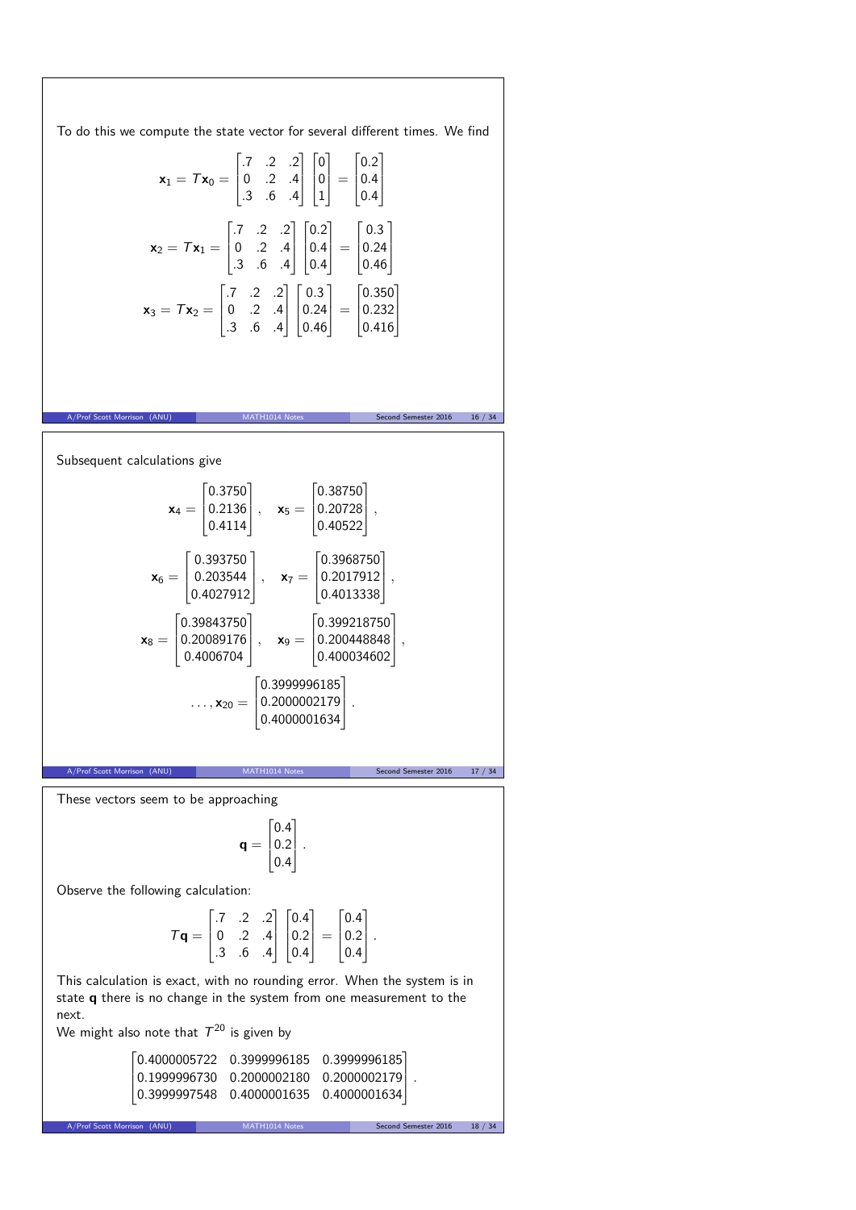To do this we compute the state vector for several different times. We find

$$\mathbf{x}_1 = T\mathbf{x}_0 = \begin{bmatrix} .7 & .2 & .2 \\ 0 & .2 & .4 \\ .3 & .6 & .4 \end{bmatrix} \begin{bmatrix} 0 \\ 0 \\ 1 \end{bmatrix} = \begin{bmatrix} 0.2 \\ 0.4 \\ 0.4 \end{bmatrix}$$

$$\mathbf{x}_2 = T\mathbf{x}_1 = \begin{bmatrix} .7 & .2 & .2 \\ 0 & .2 & .4 \\ .3 & .6 & .4 \end{bmatrix} \begin{bmatrix} 0.2 \\ 0.4 \\ 0.4 \end{bmatrix} = \begin{bmatrix} 0.3 \\ 0.24 \\ 0.46 \end{bmatrix}$$

$$\mathbf{x}_3 = T\mathbf{x}_2 = \begin{bmatrix} .7 & .2 & .2 \\ 0 & .2 & .4 \\ .3 & .6 & .4 \end{bmatrix} \begin{bmatrix} 0.3 \\ 0.24 \\ 0.46 \end{bmatrix} = \begin{bmatrix} 0.350 \\ 0.232 \\ 0.416 \end{bmatrix}$$

Subsequent calculations give

$$\mathbf{x}_4 = \begin{bmatrix} 0.3750 \\ 0.2136 \\ 0.4114 \end{bmatrix}, \quad \mathbf{x}_5 = \begin{bmatrix} 0.38750 \\ 0.20728 \\ 0.40522 \end{bmatrix},$$

$$\mathbf{x}_6 = \begin{bmatrix} 0.393750 \\ 0.203544 \\ 0.4027912 \end{bmatrix}, \quad \mathbf{x}_7 = \begin{bmatrix} 0.3968750 \\ 0.2017912 \\ 0.4013338 \end{bmatrix},$$

$$\mathbf{x}_8 = \begin{bmatrix} 0.39843750 \\ 0.20089176 \\ 0.4006704 \end{bmatrix}, \quad \mathbf{x}_9 = \begin{bmatrix} 0.399218750 \\ 0.200448848 \\ 0.400034602 \end{bmatrix},$$

$$\ldots, \mathbf{x}_{20} = \begin{bmatrix} 0.3999996185 \\ 0.2000002179 \\ 0.4000001634 \end{bmatrix}.$$

These vectors seem to be approaching

$$\mathbf{q} = \begin{bmatrix} 0.4 \\ 0.2 \\ 0.4 \end{bmatrix}.$$

Observe the following calculation:

$$T\mathbf{q} = \begin{bmatrix} .7 & .2 & .2 \\ 0 & .2 & .4 \\ .3 & .6 & .4 \end{bmatrix} \begin{bmatrix} 0.4 \\ 0.2 \\ 0.4 \end{bmatrix} = \begin{bmatrix} 0.4 \\ 0.2 \\ 0.4 \end{bmatrix}.$$

This calculation is exact, with no rounding error. When the system is in state $\mathbf{q}$ there is no change in the system from one measurement to the next.

We might also note that $T^{20}$ is given by

$$\begin{bmatrix} 0.4000005722 & 0.3999996185 & 0.3999996185 \\ 0.1999996730 & 0.2000002180 & 0.2000002179 \\ 0.3999997548 & 0.4000001635 & 0.4000001634 \end{bmatrix}.$$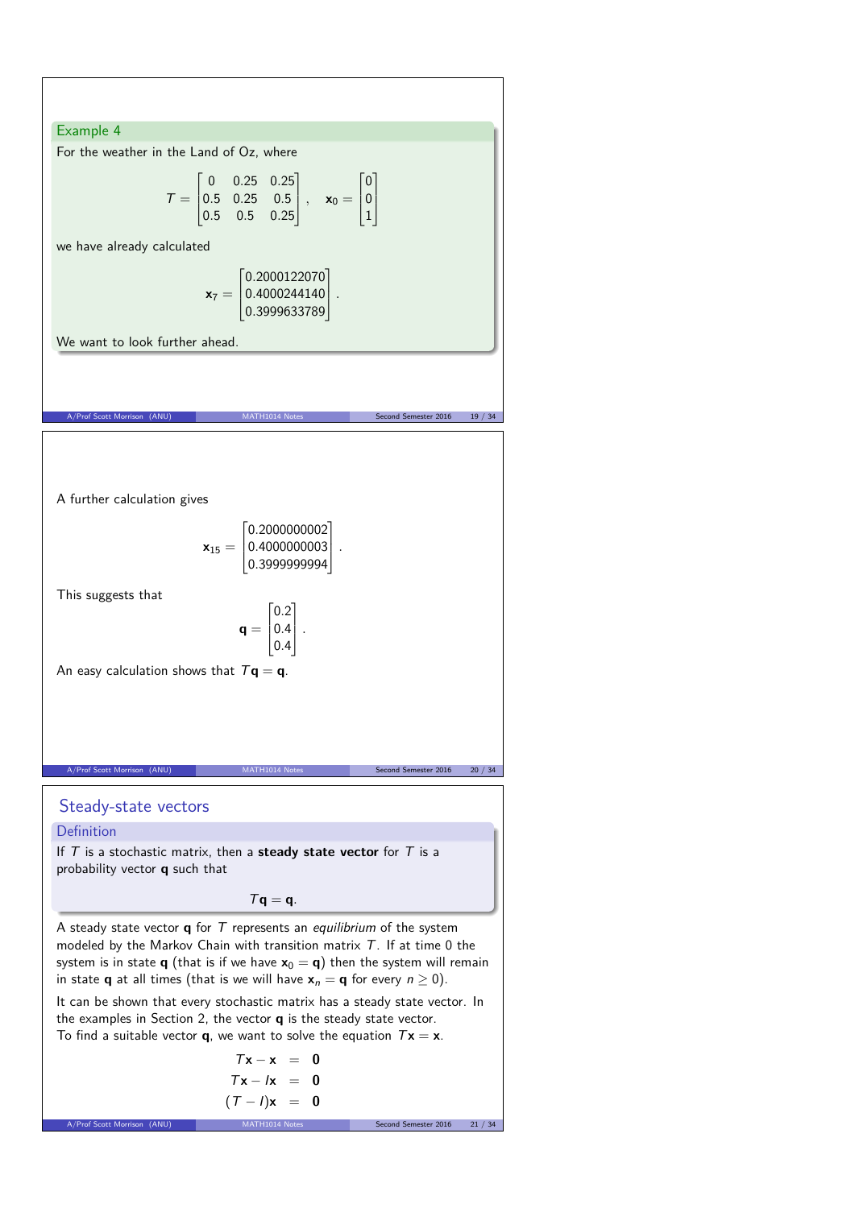### Example 4

For the weather in the Land of Oz, where

$$T = \begin{bmatrix} 0 & 0.25 & 0.25 \\ 0.5 & 0.25 & 0.5 \\ 0.5 & 0.5 & 0.25 \end{bmatrix}, \quad \mathbf{x}_0 = \begin{bmatrix} 0 \\ 0 \\ 1 \end{bmatrix}$$

we have already calculated

$$\mathbf{x}_7 = \begin{bmatrix} 0.2000122070 \\ 0.4000244140 \\ 0.3999633789 \end{bmatrix}.$$

We want to look further ahead.

A further calculation gives

$$\mathbf{x}_{15} = \begin{bmatrix} 0.2000000002 \\ 0.4000000003 \\ 0.3999999994 \end{bmatrix}.$$

This suggests that

$$\mathbf{q} = \begin{bmatrix} 0.2 \\ 0.4 \\ 0.4 \end{bmatrix}.$$

An easy calculation shows that $T\mathbf{q} = \mathbf{q}$.

## Steady-state vectors

### Definition

If $T$ is a stochastic matrix, then a **steady state vector** for $T$ is a probability vector $\mathbf{q}$ such that

$$T\mathbf{q} = \mathbf{q}.$$

A steady state vector $\mathbf{q}$ for $T$ represents an *equilibrium* of the system modeled by the Markov Chain with transition matrix $T$. If at time 0 the system is in state $\mathbf{q}$ (that is if we have $\mathbf{x}_0 = \mathbf{q}$) then the system will remain in state $\mathbf{q}$ at all times (that is we will have $\mathbf{x}_n = \mathbf{q}$ for every $n \geq 0$).

It can be shown that every stochastic matrix has a steady state vector. In the examples in Section 2, the vector $\mathbf{q}$ is the steady state vector.
To find a suitable vector $\mathbf{q}$, we want to solve the equation $T\mathbf{x} = \mathbf{x}$.

$$\begin{aligned} T\mathbf{x} - \mathbf{x} &= \mathbf{0} \\ T\mathbf{x} - I\mathbf{x} &= \mathbf{0} \\ (T - I)\mathbf{x} &= \mathbf{0} \end{aligned}$$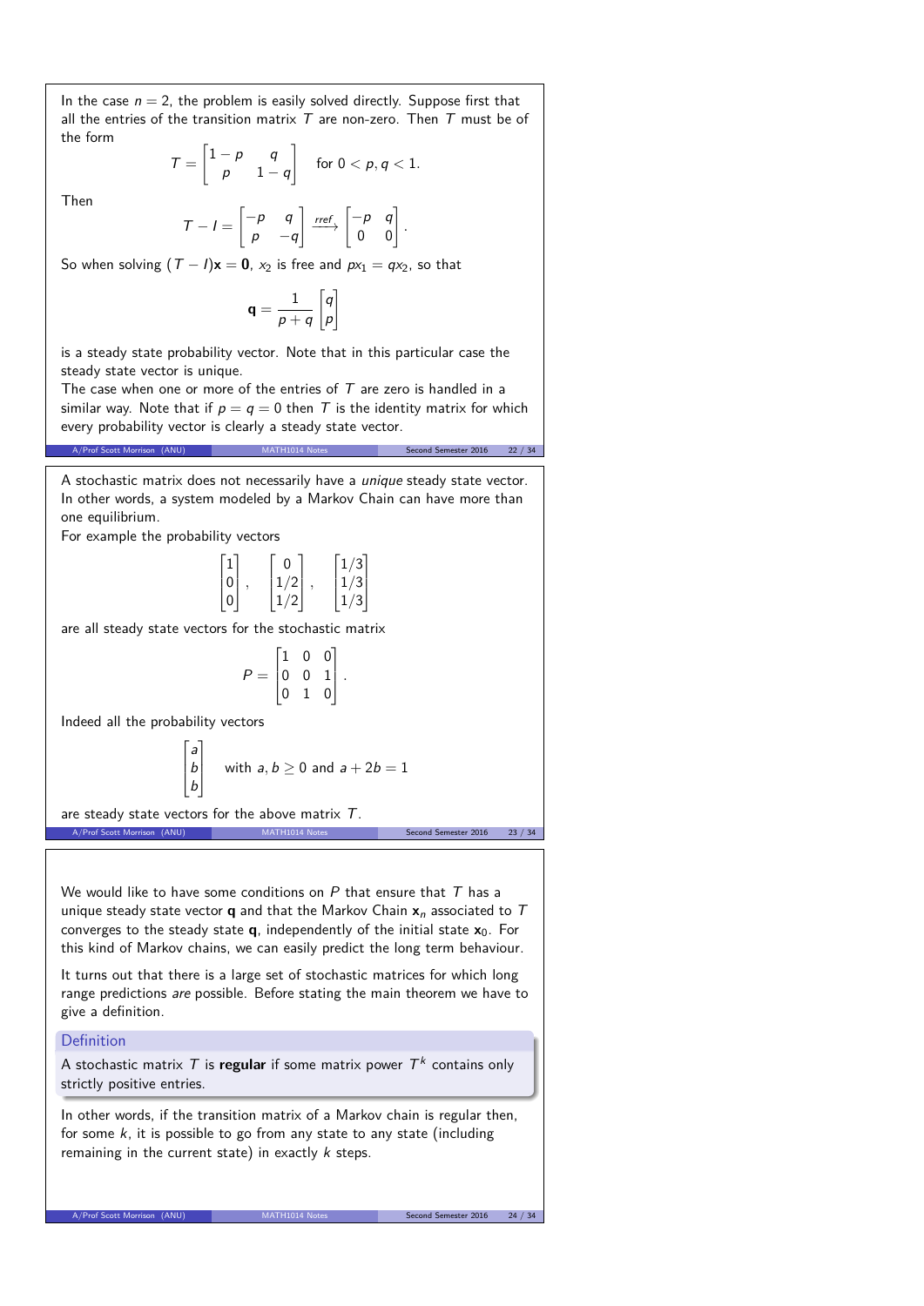In the case $n = 2$, the problem is easily solved directly. Suppose first that all the entries of the transition matrix $T$ are non-zero. Then $T$ must be of the form

$$T = \begin{bmatrix} 1-p & q \\ p & 1-q \end{bmatrix} \quad \text{for } 0 < p, q < 1.$$

Then

$$T - I = \begin{bmatrix} -p & q \\ p & -q \end{bmatrix} \xrightarrow{rref} \begin{bmatrix} -p & q \\ 0 & 0 \end{bmatrix}.$$

So when solving $(T - I)\mathbf{x} = \mathbf{0}$, $x_2$ is free and $px_1 = qx_2$, so that

$$\mathbf{q} = \frac{1}{p+q} \begin{bmatrix} q \\ p \end{bmatrix}$$

is a steady state probability vector. Note that in this particular case the steady state vector is unique.
The case when one or more of the entries of $T$ are zero is handled in a similar way. Note that if $p = q = 0$ then $T$ is the identity matrix for which every probability vector is clearly a steady state vector.

A stochastic matrix does not necessarily have a *unique* steady state vector. In other words, a system modeled by a Markov Chain can have more than one equilibrium.
For example the probability vectors

$$\begin{bmatrix} 1 \\ 0 \\ 0 \end{bmatrix}, \quad \begin{bmatrix} 0 \\ 1/2 \\ 1/2 \end{bmatrix}, \quad \begin{bmatrix} 1/3 \\ 1/3 \\ 1/3 \end{bmatrix}$$

are all steady state vectors for the stochastic matrix

$$P = \begin{bmatrix} 1 & 0 & 0 \\ 0 & 0 & 1 \\ 0 & 1 & 0 \end{bmatrix}.$$

Indeed all the probability vectors

$$\begin{bmatrix} a \\ b \\ b \end{bmatrix} \quad \text{with } a, b \geq 0 \text{ and } a + 2b = 1$$

are steady state vectors for the above matrix $T$.

We would like to have some conditions on $P$ that ensure that $T$ has a unique steady state vector $\mathbf{q}$ and that the Markov Chain $\mathbf{x}_n$ associated to $T$ converges to the steady state $\mathbf{q}$, independently of the initial state $\mathbf{x}_0$. For this kind of Markov chains, we can easily predict the long term behaviour.

It turns out that there is a large set of stochastic matrices for which long range predictions *are* possible. Before stating the main theorem we have to give a definition.

**Definition**

A stochastic matrix $T$ is **regular** if some matrix power $T^k$ contains only strictly positive entries.

In other words, if the transition matrix of a Markov chain is regular then, for some $k$, it is possible to go from any state to any state (including remaining in the current state) in exactly $k$ steps.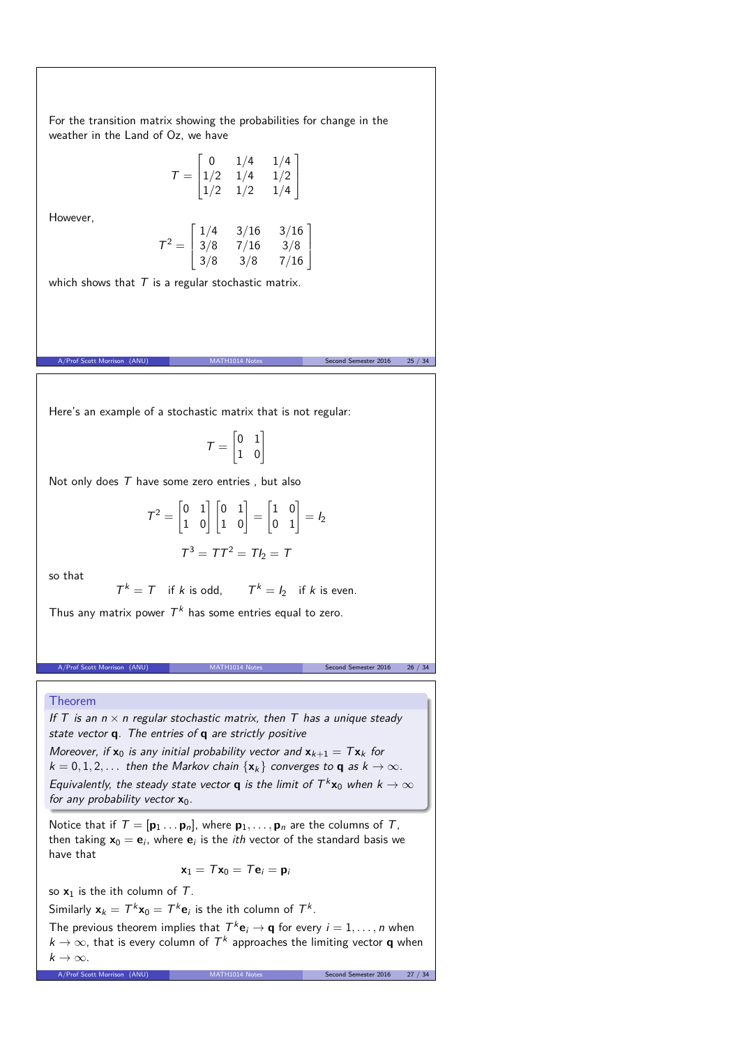For the transition matrix showing the probabilities for change in the weather in the Land of Oz, we have

$$T = \begin{bmatrix} 0 & 1/4 & 1/4 \\ 1/2 & 1/4 & 1/2 \\ 1/2 & 1/2 & 1/4 \end{bmatrix}$$

However,

$$T^2 = \begin{bmatrix} 1/4 & 3/16 & 3/16 \\ 3/8 & 7/16 & 3/8 \\ 3/8 & 3/8 & 7/16 \end{bmatrix}$$

which shows that $T$ is a regular stochastic matrix.

Here's an example of a stochastic matrix that is not regular:

$$T = \begin{bmatrix} 0 & 1 \\ 1 & 0 \end{bmatrix}$$

Not only does $T$ have some zero entries , but also

$$T^2 = \begin{bmatrix} 0 & 1 \\ 1 & 0 \end{bmatrix} \begin{bmatrix} 0 & 1 \\ 1 & 0 \end{bmatrix} = \begin{bmatrix} 1 & 0 \\ 0 & 1 \end{bmatrix} = I_2$$

$$T^3 = TT^2 = TI_2 = T$$

so that

$$T^k = T \quad \text{if } k \text{ is odd}, \qquad T^k = I_2 \quad \text{if } k \text{ is even.}$$

Thus any matrix power $T^k$ has some entries equal to zero.

**Theorem**

*If $T$ is an $n \times n$ regular stochastic matrix, then $T$ has a unique steady state vector $\mathbf{q}$. The entries of $\mathbf{q}$ are strictly positive*

*Moreover, if $\mathbf{x}_0$ is any initial probability vector and $\mathbf{x}_{k+1} = T\mathbf{x}_k$ for $k = 0, 1, 2, \ldots$ then the Markov chain $\{\mathbf{x}_k\}$ converges to $\mathbf{q}$ as $k \to \infty$.*

*Equivalently, the steady state vector $\mathbf{q}$ is the limit of $T^k\mathbf{x}_0$ when $k \to \infty$ for any probability vector $\mathbf{x}_0$.*

Notice that if $T = [\mathbf{p}_1 \ldots \mathbf{p}_n]$, where $\mathbf{p}_1, \ldots, \mathbf{p}_n$ are the columns of $T$, then taking $\mathbf{x}_0 = \mathbf{e}_i$, where $\mathbf{e}_i$ is the *ith* vector of the standard basis we have that

$$\mathbf{x}_1 = T\mathbf{x}_0 = T\mathbf{e}_i = \mathbf{p}_i$$

so $\mathbf{x}_1$ is the ith column of $T$.

Similarly $\mathbf{x}_k = T^k\mathbf{x}_0 = T^k\mathbf{e}_i$ is the ith column of $T^k$.

The previous theorem implies that $T^k\mathbf{e}_i \to \mathbf{q}$ for every $i = 1, \ldots, n$ when $k \to \infty$, that is every column of $T^k$ approaches the limiting vector $\mathbf{q}$ when $k \to \infty$.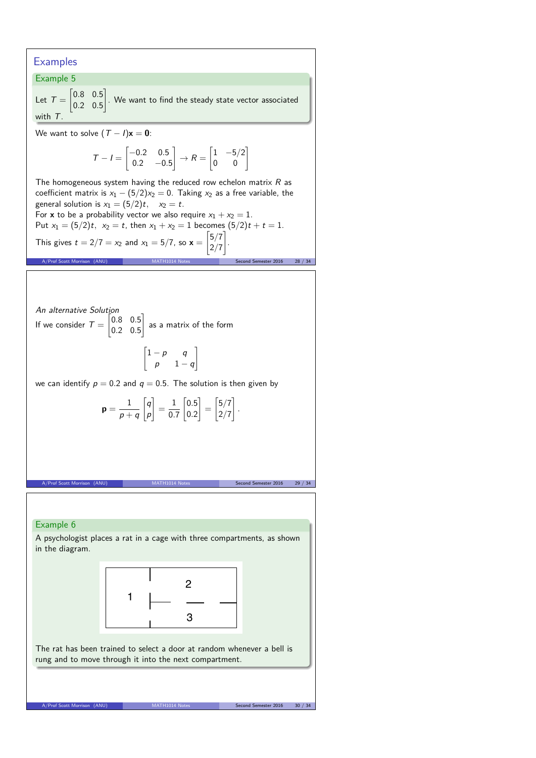## Examples

### Example 5

Let $T = \begin{bmatrix} 0.8 & 0.5 \\ 0.2 & 0.5 \end{bmatrix}$. We want to find the steady state vector associated with $T$.

We want to solve $(T - I)\mathbf{x} = \mathbf{0}$:

$$T - I = \begin{bmatrix} -0.2 & 0.5 \\ 0.2 & -0.5 \end{bmatrix} \to R = \begin{bmatrix} 1 & -5/2 \\ 0 & 0 \end{bmatrix}$$

The homogeneous system having the reduced row echelon matrix $R$ as coefficient matrix is $x_1 - (5/2)x_2 = 0$. Taking $x_2$ as a free variable, the general solution is $x_1 = (5/2)t, \quad x_2 = t$.

For $\mathbf{x}$ to be a probability vector we also require $x_1 + x_2 = 1$.

Put $x_1 = (5/2)t, \ x_2 = t$, then $x_1 + x_2 = 1$ becomes $(5/2)t + t = 1$.

This gives $t = 2/7 = x_2$ and $x_1 = 5/7$, so $\mathbf{x} = \begin{bmatrix} 5/7 \\ 2/7 \end{bmatrix}$.

*An alternative Solution*

If we consider $T = \begin{bmatrix} 0.8 & 0.5 \\ 0.2 & 0.5 \end{bmatrix}$ as a matrix of the form

$$\begin{bmatrix} 1-p & q \\ p & 1-q \end{bmatrix}$$

we can identify $p = 0.2$ and $q = 0.5$. The solution is then given by

$$\mathbf{p} = \frac{1}{p+q}\begin{bmatrix} q \\ p \end{bmatrix} = \frac{1}{0.7}\begin{bmatrix} 0.5 \\ 0.2 \end{bmatrix} = \begin{bmatrix} 5/7 \\ 2/7 \end{bmatrix}.$$

### Example 6

A psychologist places a rat in a cage with three compartments, as shown in the diagram.

The rat has been trained to select a door at random whenever a bell is rung and to move through it into the next compartment.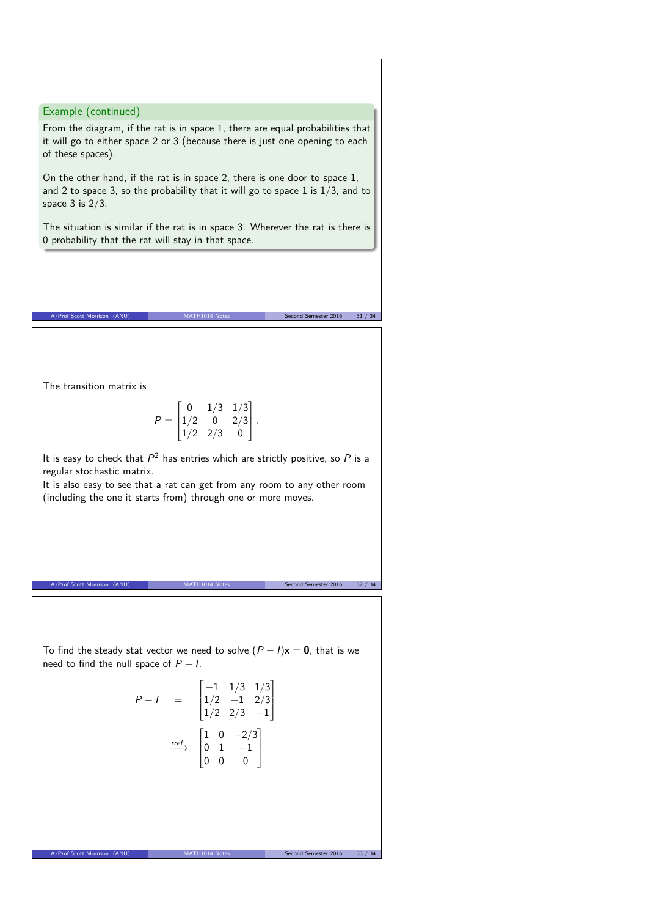### Example (continued)

From the diagram, if the rat is in space 1, there are equal probabilities that it will go to either space 2 or 3 (because there is just one opening to each of these spaces).

On the other hand, if the rat is in space 2, there is one door to space 1, and 2 to space 3, so the probability that it will go to space 1 is $1/3$, and to space 3 is $2/3$.

The situation is similar if the rat is in space 3. Wherever the rat is there is 0 probability that the rat will stay in that space.

The transition matrix is

$$P = \begin{bmatrix} 0 & 1/3 & 1/3 \\ 1/2 & 0 & 2/3 \\ 1/2 & 2/3 & 0 \end{bmatrix}.$$

It is easy to check that $P^2$ has entries which are strictly positive, so $P$ is a regular stochastic matrix.
It is also easy to see that a rat can get from any room to any other room (including the one it starts from) through one or more moves.

To find the steady stat vector we need to solve $(P - I)\mathbf{x} = \mathbf{0}$, that is we need to find the null space of $P - I$.

$$\begin{aligned} P - I \quad &= \quad \begin{bmatrix} -1 & 1/3 & 1/3 \\ 1/2 & -1 & 2/3 \\ 1/2 & 2/3 & -1 \end{bmatrix} \\ &\xrightarrow{rref} \begin{bmatrix} 1 & 0 & -2/3 \\ 0 & 1 & -1 \\ 0 & 0 & 0 \end{bmatrix} \end{aligned}$$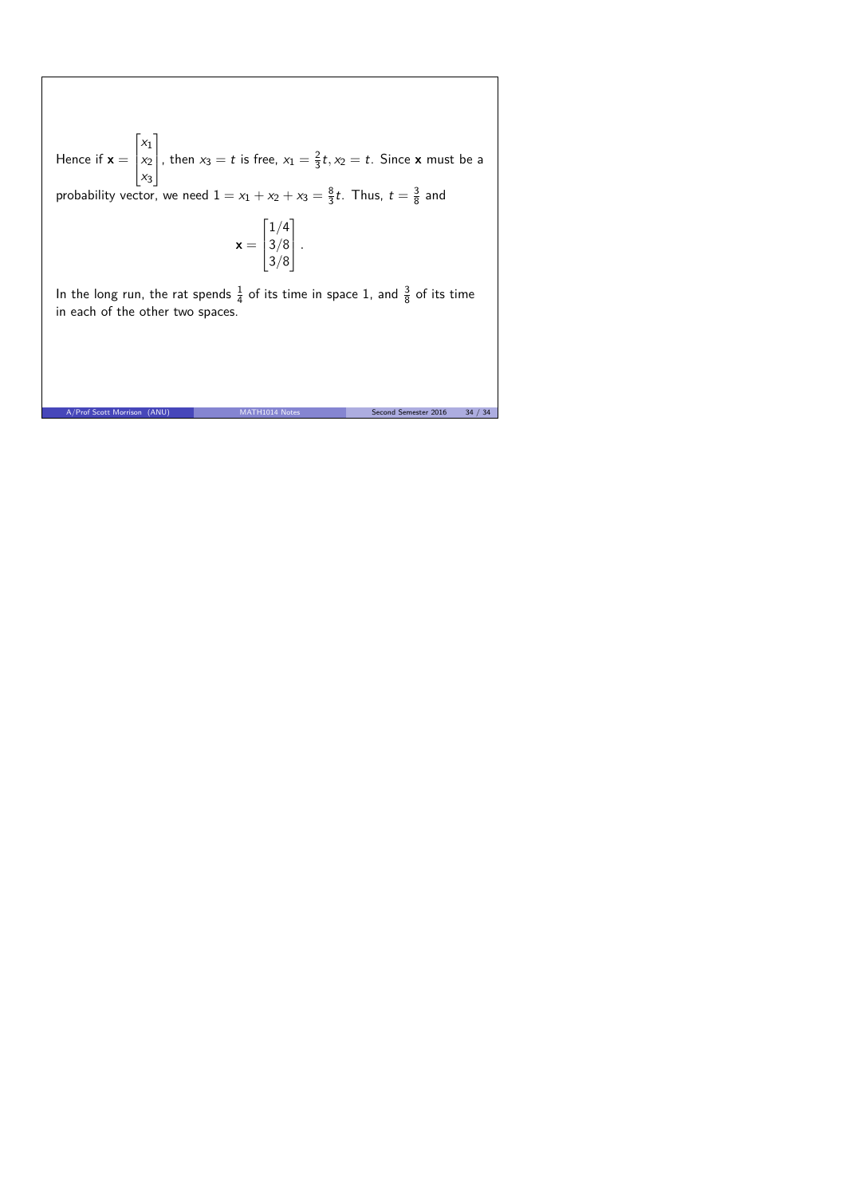Hence if $\mathbf{x} = \begin{bmatrix} x_1 \\ x_2 \\ x_3 \end{bmatrix}$, then $x_3 = t$ is free, $x_1 = \frac{2}{3}t, x_2 = t$. Since $\mathbf{x}$ must be a probability vector, we need $1 = x_1 + x_2 + x_3 = \frac{8}{3}t$. Thus, $t = \frac{3}{8}$ and

$$\mathbf{x} = \begin{bmatrix} 1/4 \\ 3/8 \\ 3/8 \end{bmatrix}.$$

In the long run, the rat spends $\frac{1}{4}$ of its time in space 1, and $\frac{3}{8}$ of its time in each of the other two spaces.